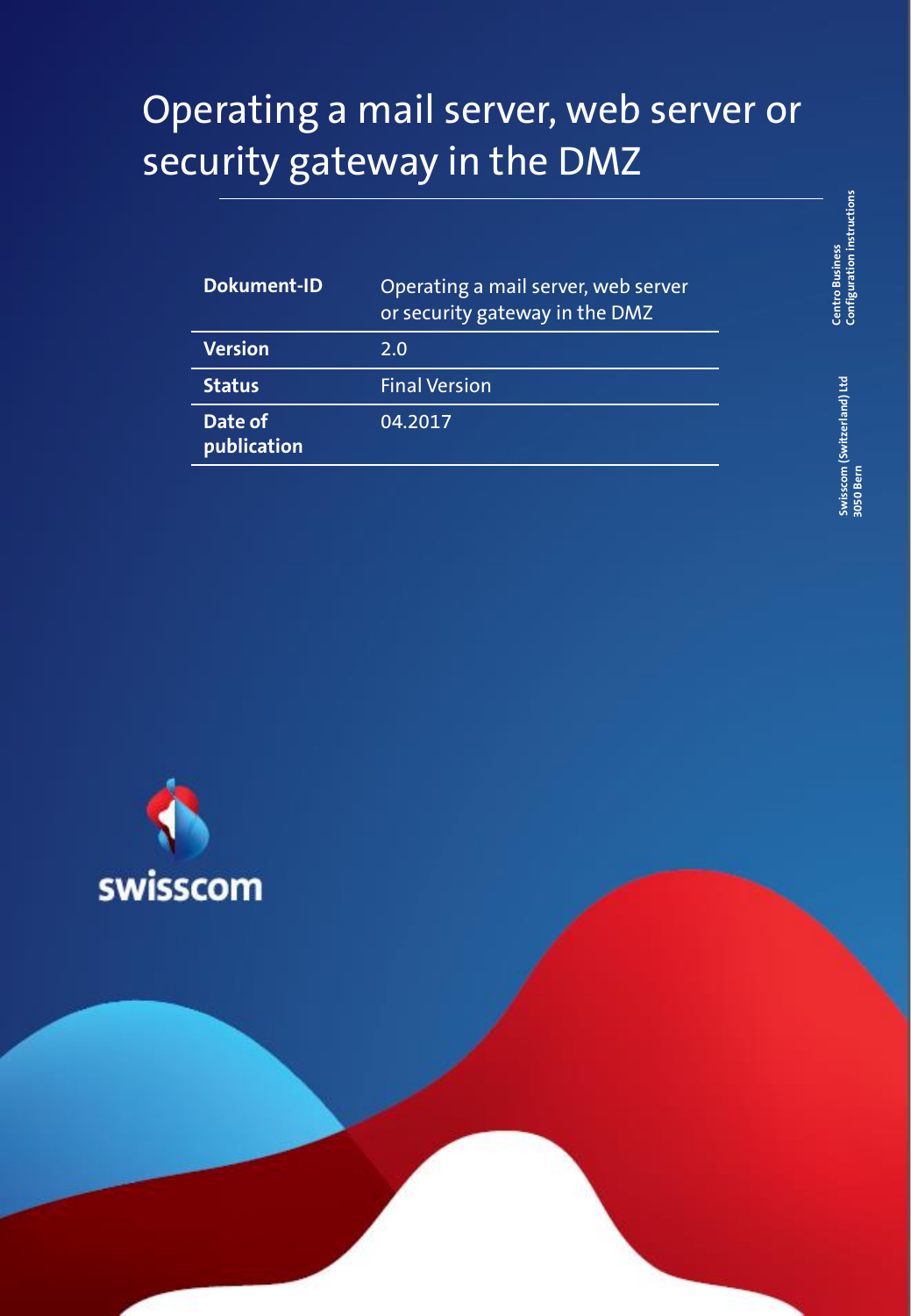# Operating a mail server, web server or security gateway in the DMZ

| Dokument-ID | Operating a mail server, web server or security gateway in the DMZ |
|---|---|
| Version | 2.0 |
| Status | Final Version |
| Date of publication | 04.2017 |

**Centro Business**
**Configuration instructions**

**Swisscom (Switzerland) Ltd**
**3050 Bern**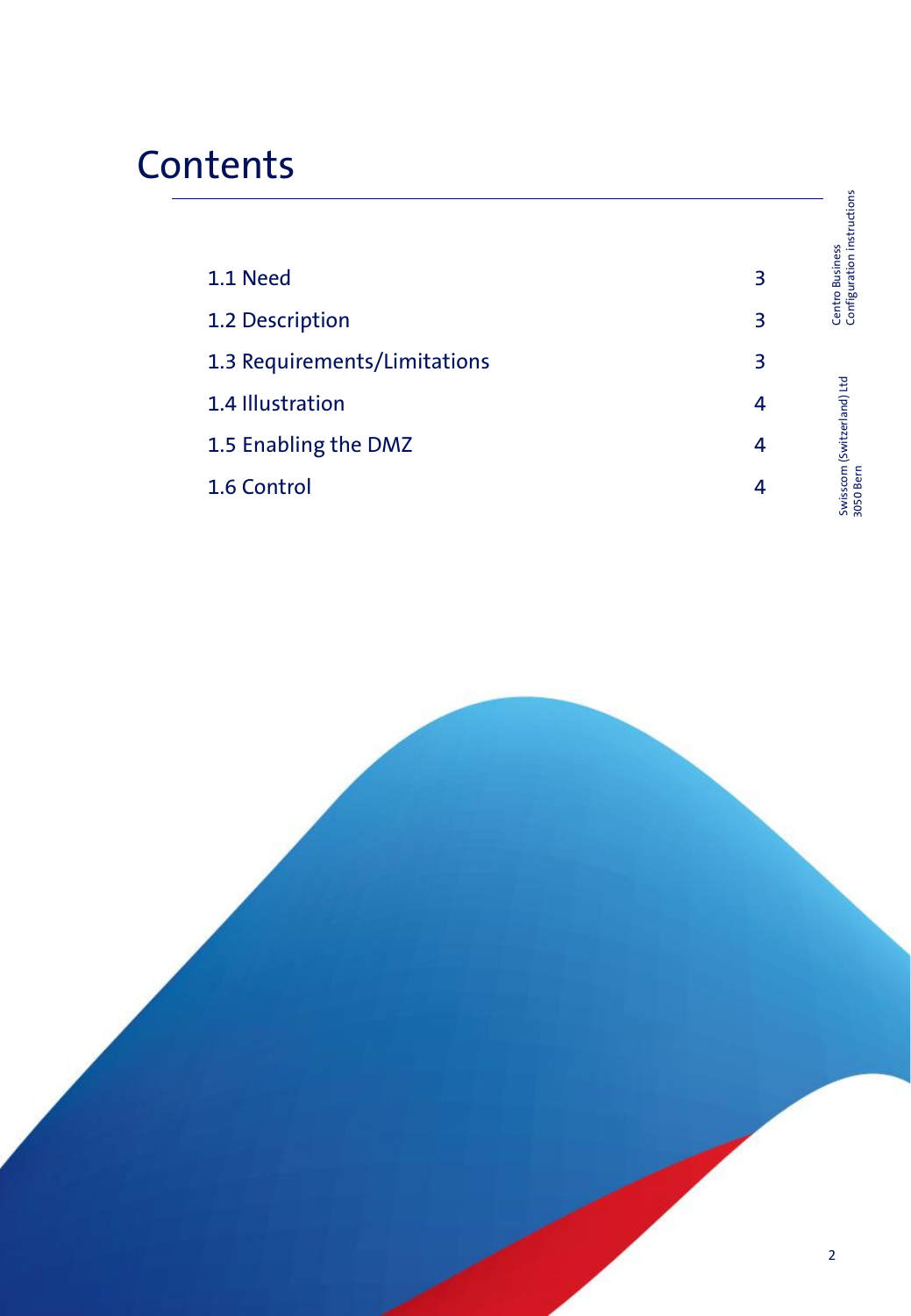# Contents

| | |
|---|---|
| 1.1 Need | 3 |
| 1.2 Description | 3 |
| 1.3 Requirements/Limitations | 3 |
| 1.4 Illustration | 4 |
| 1.5 Enabling the DMZ | 4 |
| 1.6 Control | 4 |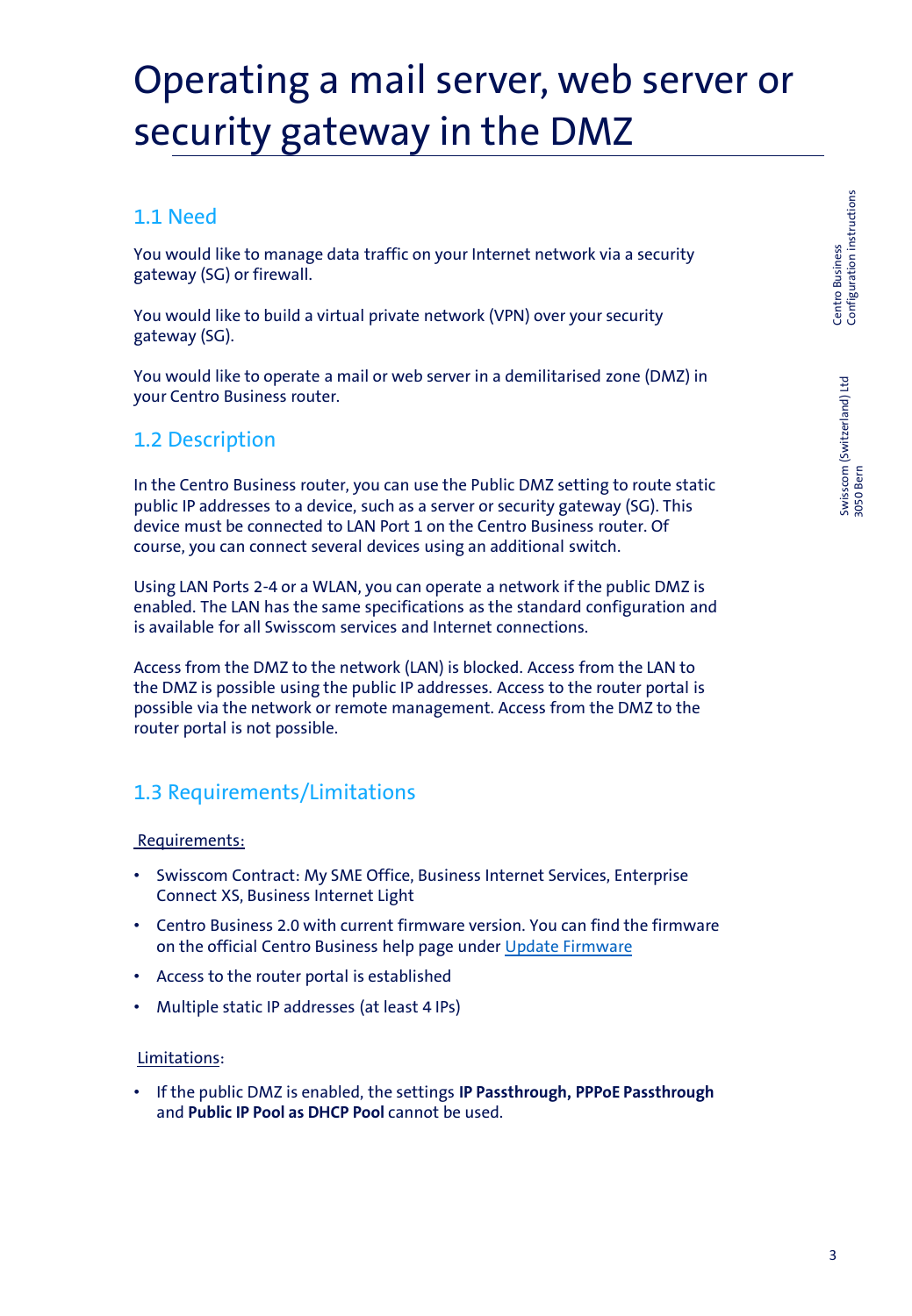# Operating a mail server, web server or security gateway in the DMZ

## 1.1 Need

You would like to manage data traffic on your Internet network via a security gateway (SG) or firewall.

You would like to build a virtual private network (VPN) over your security gateway (SG).

You would like to operate a mail or web server in a demilitarised zone (DMZ) in your Centro Business router.

## 1.2 Description

In the Centro Business router, you can use the Public DMZ setting to route static public IP addresses to a device, such as a server or security gateway (SG). This device must be connected to LAN Port 1 on the Centro Business router. Of course, you can connect several devices using an additional switch.

Using LAN Ports 2-4 or a WLAN, you can operate a network if the public DMZ is enabled. The LAN has the same specifications as the standard configuration and is available for all Swisscom services and Internet connections.

Access from the DMZ to the network (LAN) is blocked. Access from the LAN to the DMZ is possible using the public IP addresses. Access to the router portal is possible via the network or remote management. Access from the DMZ to the router portal is not possible.

## 1.3 Requirements/Limitations

Requirements:

- Swisscom Contract: My SME Office, Business Internet Services, Enterprise Connect XS, Business Internet Light
- Centro Business 2.0 with current firmware version. You can find the firmware on the official Centro Business help page under Update Firmware
- Access to the router portal is established
- Multiple static IP addresses (at least 4 IPs)

Limitations:

- If the public DMZ is enabled, the settings **IP Passthrough, PPPoE Passthrough** and **Public IP Pool as DHCP Pool** cannot be used.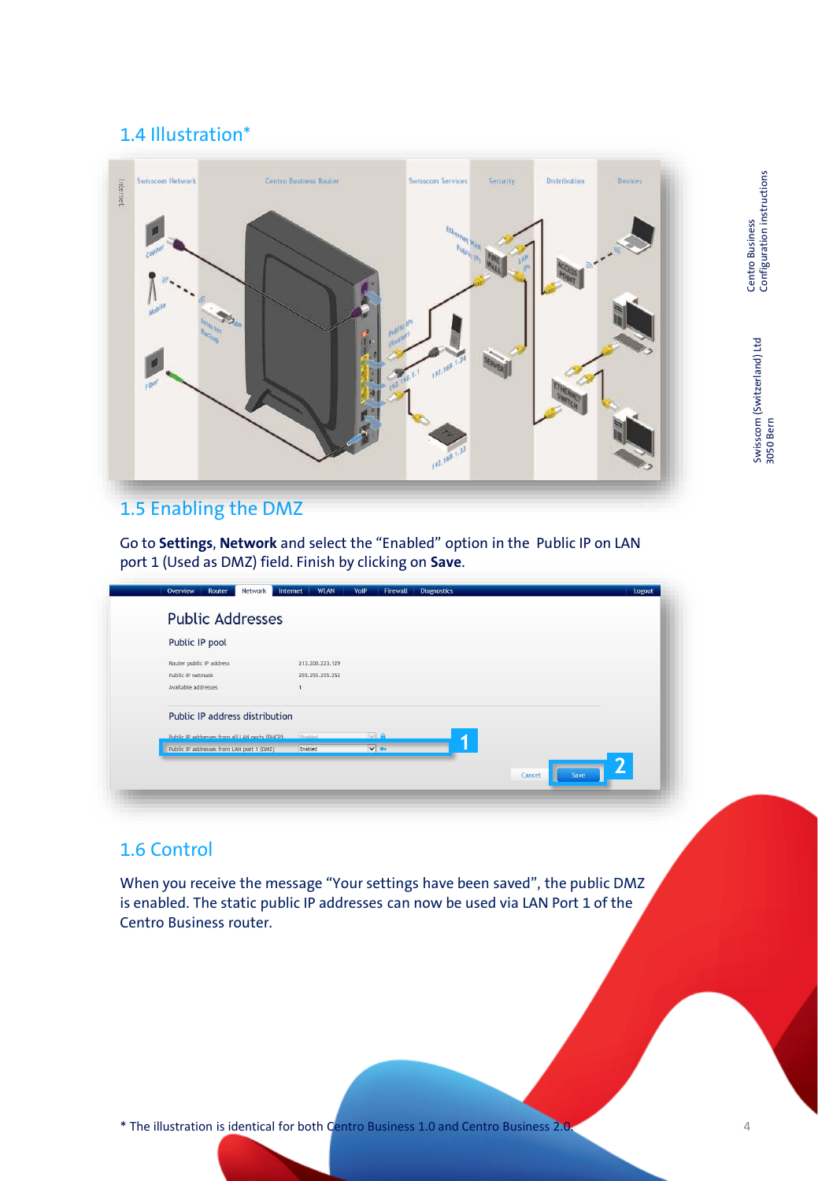## 1.4 Illustration*

## 1.5 Enabling the DMZ

Go to **Settings**, **Network** and select the “Enabled” option in the Public IP on LAN port 1 (Used as DMZ) field. Finish by clicking on **Save**.

## 1.6 Control

When you receive the message “Your settings have been saved”, the public DMZ is enabled. The static public IP addresses can now be used via LAN Port 1 of the Centro Business router.

* The illustration is identical for both Centro Business 1.0 and Centro Business 2.0.